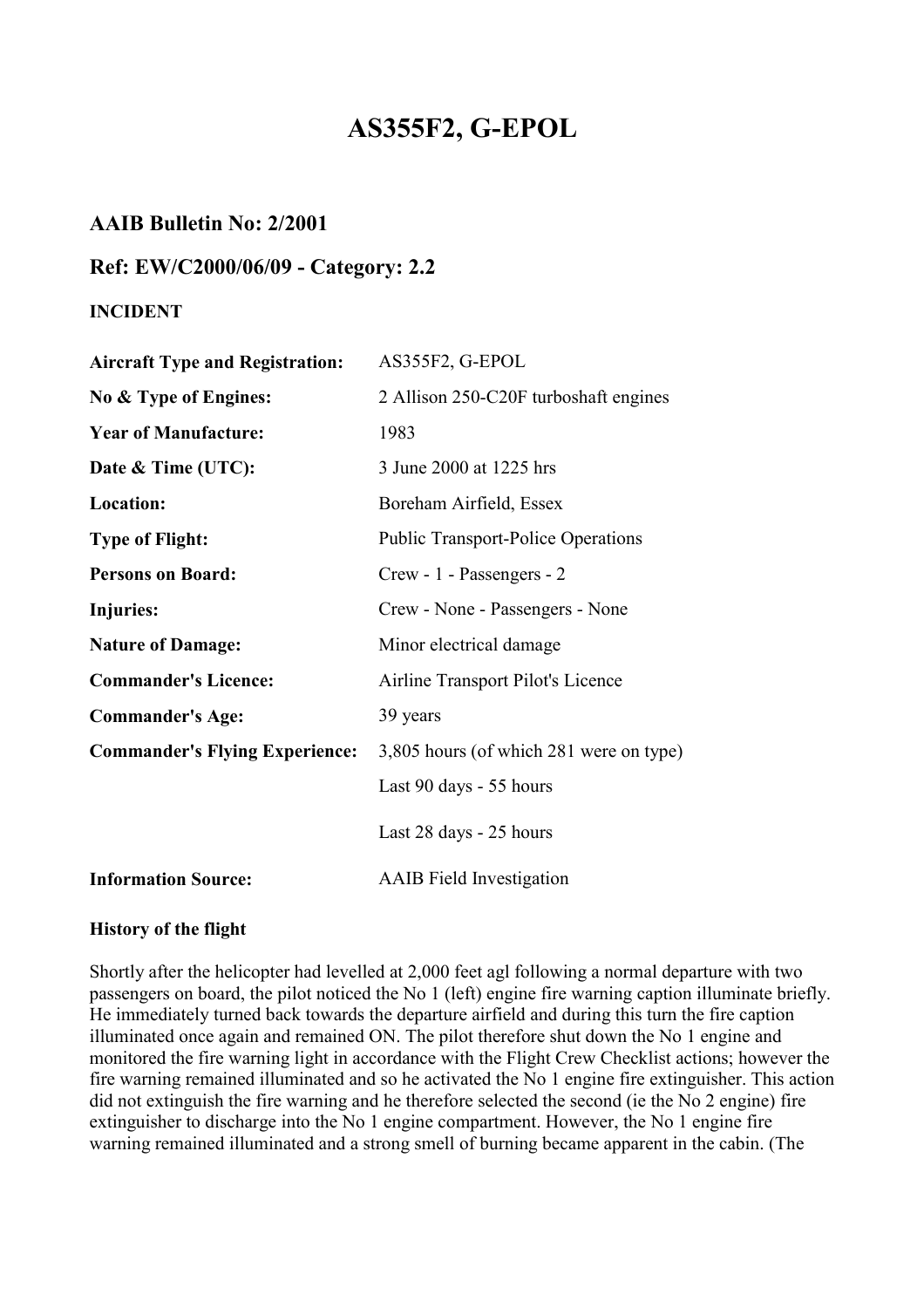# AS355F2, G-EPOL

## AAIB Bulletin No: 2/2001

## Ref: EW/C2000/06/09 - Category: 2.2

**INCIDENT**

| | |
|---|---|
| **Aircraft Type and Registration:** | AS355F2, G-EPOL |
| **No & Type of Engines:** | 2 Allison 250-C20F turboshaft engines |
| **Year of Manufacture:** | 1983 |
| **Date & Time (UTC):** | 3 June 2000 at 1225 hrs |
| **Location:** | Boreham Airfield, Essex |
| **Type of Flight:** | Public Transport-Police Operations |
| **Persons on Board:** | Crew - 1 - Passengers - 2 |
| **Injuries:** | Crew - None - Passengers - None |
| **Nature of Damage:** | Minor electrical damage |
| **Commander's Licence:** | Airline Transport Pilot's Licence |
| **Commander's Age:** | 39 years |
| **Commander's Flying Experience:** | 3,805 hours (of which 281 were on type) |
| | Last 90 days - 55 hours |
| | Last 28 days - 25 hours |
| **Information Source:** | AAIB Field Investigation |

**History of the flight**

Shortly after the helicopter had levelled at 2,000 feet agl following a normal departure with two passengers on board, the pilot noticed the No 1 (left) engine fire warning caption illuminate briefly. He immediately turned back towards the departure airfield and during this turn the fire caption illuminated once again and remained ON. The pilot therefore shut down the No 1 engine and monitored the fire warning light in accordance with the Flight Crew Checklist actions; however the fire warning remained illuminated and so he activated the No 1 engine fire extinguisher. This action did not extinguish the fire warning and he therefore selected the second (ie the No 2 engine) fire extinguisher to discharge into the No 1 engine compartment. However, the No 1 engine fire warning remained illuminated and a strong smell of burning became apparent in the cabin. (The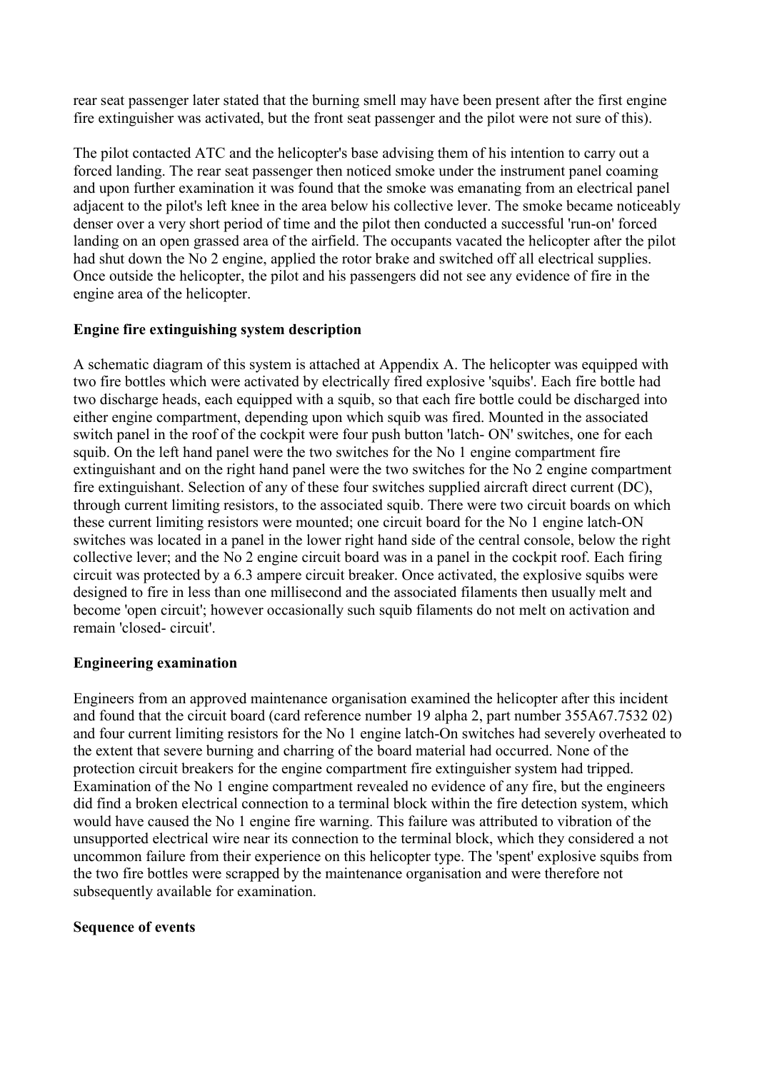rear seat passenger later stated that the burning smell may have been present after the first engine fire extinguisher was activated, but the front seat passenger and the pilot were not sure of this).

The pilot contacted ATC and the helicopter's base advising them of his intention to carry out a forced landing. The rear seat passenger then noticed smoke under the instrument panel coaming and upon further examination it was found that the smoke was emanating from an electrical panel adjacent to the pilot's left knee in the area below his collective lever. The smoke became noticeably denser over a very short period of time and the pilot then conducted a successful 'run-on' forced landing on an open grassed area of the airfield. The occupants vacated the helicopter after the pilot had shut down the No 2 engine, applied the rotor brake and switched off all electrical supplies. Once outside the helicopter, the pilot and his passengers did not see any evidence of fire in the engine area of the helicopter.

**Engine fire extinguishing system description**

A schematic diagram of this system is attached at Appendix A. The helicopter was equipped with two fire bottles which were activated by electrically fired explosive 'squibs'. Each fire bottle had two discharge heads, each equipped with a squib, so that each fire bottle could be discharged into either engine compartment, depending upon which squib was fired. Mounted in the associated switch panel in the roof of the cockpit were four push button 'latch- ON' switches, one for each squib. On the left hand panel were the two switches for the No 1 engine compartment fire extinguishant and on the right hand panel were the two switches for the No 2 engine compartment fire extinguishant. Selection of any of these four switches supplied aircraft direct current (DC), through current limiting resistors, to the associated squib. There were two circuit boards on which these current limiting resistors were mounted; one circuit board for the No 1 engine latch-ON switches was located in a panel in the lower right hand side of the central console, below the right collective lever; and the No 2 engine circuit board was in a panel in the cockpit roof. Each firing circuit was protected by a 6.3 ampere circuit breaker. Once activated, the explosive squibs were designed to fire in less than one millisecond and the associated filaments then usually melt and become 'open circuit'; however occasionally such squib filaments do not melt on activation and remain 'closed- circuit'.

**Engineering examination**

Engineers from an approved maintenance organisation examined the helicopter after this incident and found that the circuit board (card reference number 19 alpha 2, part number 355A67.7532 02) and four current limiting resistors for the No 1 engine latch-On switches had severely overheated to the extent that severe burning and charring of the board material had occurred. None of the protection circuit breakers for the engine compartment fire extinguisher system had tripped. Examination of the No 1 engine compartment revealed no evidence of any fire, but the engineers did find a broken electrical connection to a terminal block within the fire detection system, which would have caused the No 1 engine fire warning. This failure was attributed to vibration of the unsupported electrical wire near its connection to the terminal block, which they considered a not uncommon failure from their experience on this helicopter type. The 'spent' explosive squibs from the two fire bottles were scrapped by the maintenance organisation and were therefore not subsequently available for examination.

**Sequence of events**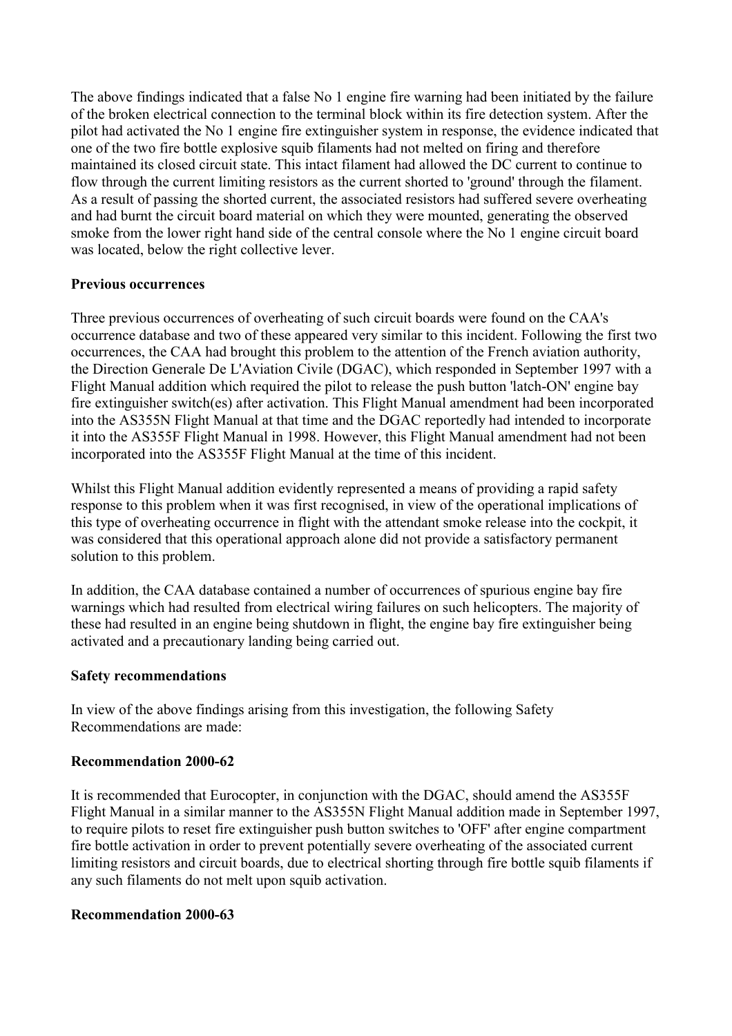The above findings indicated that a false No 1 engine fire warning had been initiated by the failure of the broken electrical connection to the terminal block within its fire detection system. After the pilot had activated the No 1 engine fire extinguisher system in response, the evidence indicated that one of the two fire bottle explosive squib filaments had not melted on firing and therefore maintained its closed circuit state. This intact filament had allowed the DC current to continue to flow through the current limiting resistors as the current shorted to 'ground' through the filament. As a result of passing the shorted current, the associated resistors had suffered severe overheating and had burnt the circuit board material on which they were mounted, generating the observed smoke from the lower right hand side of the central console where the No 1 engine circuit board was located, below the right collective lever.

**Previous occurrences**

Three previous occurrences of overheating of such circuit boards were found on the CAA's occurrence database and two of these appeared very similar to this incident. Following the first two occurrences, the CAA had brought this problem to the attention of the French aviation authority, the Direction Generale De L'Aviation Civile (DGAC), which responded in September 1997 with a Flight Manual addition which required the pilot to release the push button 'latch-ON' engine bay fire extinguisher switch(es) after activation. This Flight Manual amendment had been incorporated into the AS355N Flight Manual at that time and the DGAC reportedly had intended to incorporate it into the AS355F Flight Manual in 1998. However, this Flight Manual amendment had not been incorporated into the AS355F Flight Manual at the time of this incident.

Whilst this Flight Manual addition evidently represented a means of providing a rapid safety response to this problem when it was first recognised, in view of the operational implications of this type of overheating occurrence in flight with the attendant smoke release into the cockpit, it was considered that this operational approach alone did not provide a satisfactory permanent solution to this problem.

In addition, the CAA database contained a number of occurrences of spurious engine bay fire warnings which had resulted from electrical wiring failures on such helicopters. The majority of these had resulted in an engine being shutdown in flight, the engine bay fire extinguisher being activated and a precautionary landing being carried out.

**Safety recommendations**

In view of the above findings arising from this investigation, the following Safety Recommendations are made:

**Recommendation 2000-62**

It is recommended that Eurocopter, in conjunction with the DGAC, should amend the AS355F Flight Manual in a similar manner to the AS355N Flight Manual addition made in September 1997, to require pilots to reset fire extinguisher push button switches to 'OFF' after engine compartment fire bottle activation in order to prevent potentially severe overheating of the associated current limiting resistors and circuit boards, due to electrical shorting through fire bottle squib filaments if any such filaments do not melt upon squib activation.

**Recommendation 2000-63**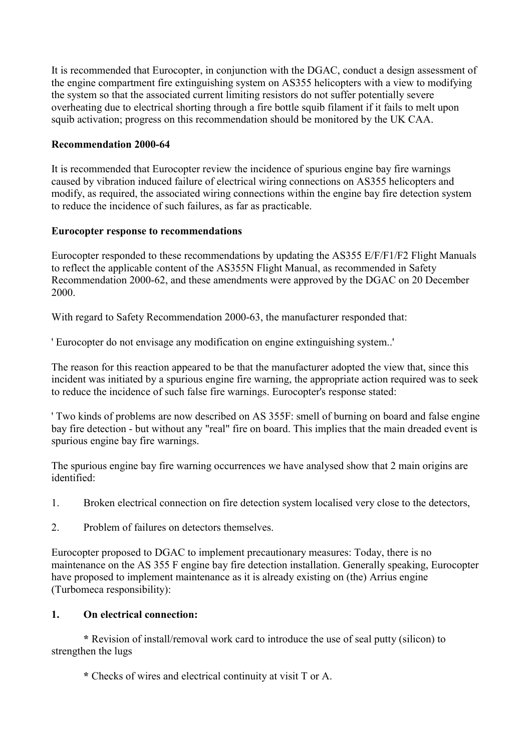It is recommended that Eurocopter, in conjunction with the DGAC, conduct a design assessment of the engine compartment fire extinguishing system on AS355 helicopters with a view to modifying the system so that the associated current limiting resistors do not suffer potentially severe overheating due to electrical shorting through a fire bottle squib filament if it fails to melt upon squib activation; progress on this recommendation should be monitored by the UK CAA.

**Recommendation 2000-64**

It is recommended that Eurocopter review the incidence of spurious engine bay fire warnings caused by vibration induced failure of electrical wiring connections on AS355 helicopters and modify, as required, the associated wiring connections within the engine bay fire detection system to reduce the incidence of such failures, as far as practicable.

**Eurocopter response to recommendations**

Eurocopter responded to these recommendations by updating the AS355 E/F/F1/F2 Flight Manuals to reflect the applicable content of the AS355N Flight Manual, as recommended in Safety Recommendation 2000-62, and these amendments were approved by the DGAC on 20 December 2000.

With regard to Safety Recommendation 2000-63, the manufacturer responded that:

' Eurocopter do not envisage any modification on engine extinguishing system..'

The reason for this reaction appeared to be that the manufacturer adopted the view that, since this incident was initiated by a spurious engine fire warning, the appropriate action required was to seek to reduce the incidence of such false fire warnings. Eurocopter's response stated:

' Two kinds of problems are now described on AS 355F: smell of burning on board and false engine bay fire detection - but without any "real" fire on board. This implies that the main dreaded event is spurious engine bay fire warnings.

The spurious engine bay fire warning occurrences we have analysed show that 2 main origins are identified:

1. Broken electrical connection on fire detection system localised very close to the detectors,
2. Problem of failures on detectors themselves.

Eurocopter proposed to DGAC to implement precautionary measures: Today, there is no maintenance on the AS 355 F engine bay fire detection installation. Generally speaking, Eurocopter have proposed to implement maintenance as it is already existing on (the) Arrius engine (Turbomeca responsibility):

**1. On electrical connection:**

**\*** Revision of install/removal work card to introduce the use of seal putty (silicon) to strengthen the lugs

**\*** Checks of wires and electrical continuity at visit T or A.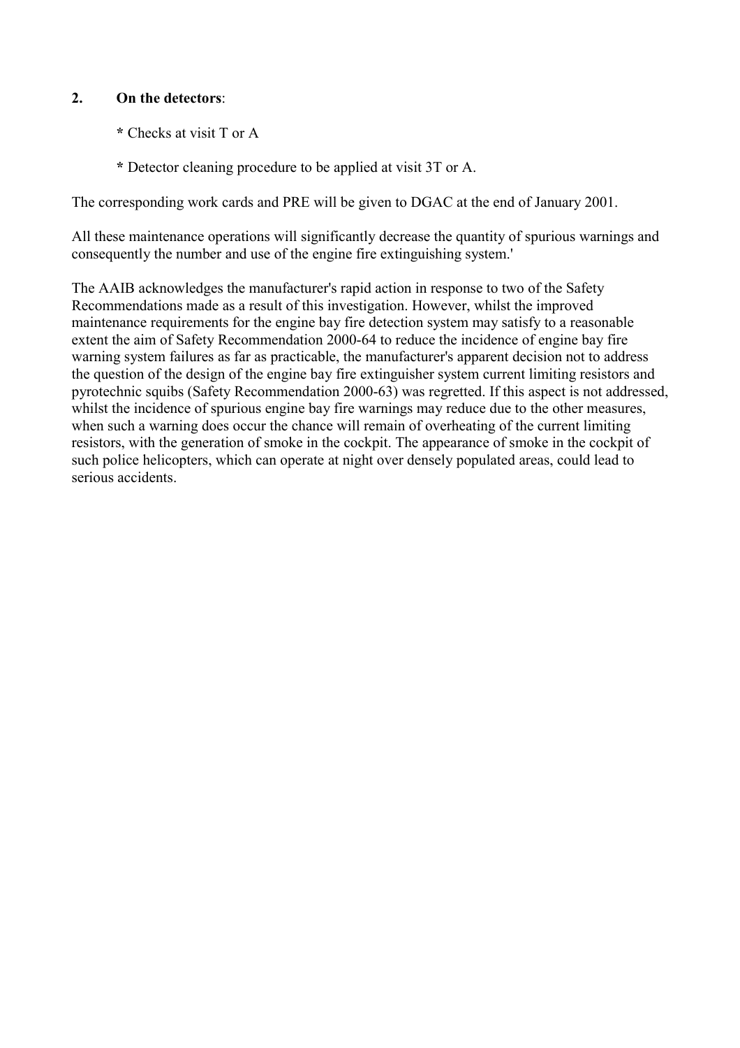**2. On the detectors**:

**\*** Checks at visit T or A

**\*** Detector cleaning procedure to be applied at visit 3T or A.

The corresponding work cards and PRE will be given to DGAC at the end of January 2001.

All these maintenance operations will significantly decrease the quantity of spurious warnings and consequently the number and use of the engine fire extinguishing system.'

The AAIB acknowledges the manufacturer's rapid action in response to two of the Safety Recommendations made as a result of this investigation. However, whilst the improved maintenance requirements for the engine bay fire detection system may satisfy to a reasonable extent the aim of Safety Recommendation 2000-64 to reduce the incidence of engine bay fire warning system failures as far as practicable, the manufacturer's apparent decision not to address the question of the design of the engine bay fire extinguisher system current limiting resistors and pyrotechnic squibs (Safety Recommendation 2000-63) was regretted. If this aspect is not addressed, whilst the incidence of spurious engine bay fire warnings may reduce due to the other measures, when such a warning does occur the chance will remain of overheating of the current limiting resistors, with the generation of smoke in the cockpit. The appearance of smoke in the cockpit of such police helicopters, which can operate at night over densely populated areas, could lead to serious accidents.